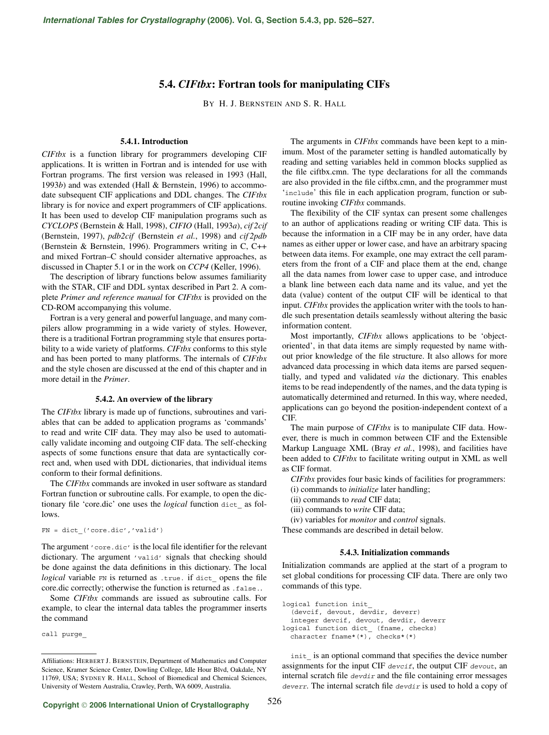# 5.4. *CIFtbx*: Fortran tools for manipulating CIFs

By H. J. Bernstein and S. R. Hall

## 5.4.1. Introduction

*CIFtbx* is a function library for programmers developing CIF applications. It is written in Fortran and is intended for use with Fortran programs. The first version was released in 1993 (Hall, 1993*b*) and was extended (Hall & Bernstein, 1996) to accommodate subsequent CIF applications and DDL changes. The *CIFtbx* library is for novice and expert programmers of CIF applications. It has been used to develop CIF manipulation programs such as *CYCLOPS* (Bernstein & Hall, 1998), *CIFIO* (Hall, 1993*a*), *cif2cif* (Bernstein, 1997), *pdb2cif* (Bernstein *et al.*, 1998) and *cif2pdb* (Bernstein & Bernstein, 1996). Programmers writing in C, C++ and mixed Fortran–C should consider alternative approaches, as discussed in Chapter 5.1 or in the work on *CCP4* (Keller, 1996).

The description of library functions below assumes familiarity with the STAR, CIF and DDL syntax described in Part 2. A complete *Primer and reference manual* for *CIFtbx* is provided on the CD-ROM accompanying this volume.

Fortran is a very general and powerful language, and many compilers allow programming in a wide variety of styles. However, there is a traditional Fortran programming style that ensures portability to a wide variety of platforms. *CIFtbx* conforms to this style and has been ported to many platforms. The internals of *CIFtbx* and the style chosen are discussed at the end of this chapter and in more detail in the *Primer*.

## 5.4.2. An overview of the library

The *CIFtbx* library is made up of functions, subroutines and variables that can be added to application programs as 'commands' to read and write CIF data. They may also be used to automatically validate incoming and outgoing CIF data. The self-checking aspects of some functions ensure that data are syntactically correct and, when used with DDL dictionaries, that individual items conform to their formal definitions.

The *CIFtbx* commands are invoked in user software as standard Fortran function or subroutine calls. For example, to open the dictionary file 'core.dic' one uses the *logical* function `dict_` as follows.

```
FN = dict_('core.dic','valid')
```

The argument `'core.dic'` is the local file identifier for the relevant dictionary. The argument `'valid'` signals that checking should be done against the data definitions in this dictionary. The local *logical* variable `FN` is returned as `.true.` if `dict_` opens the file core.dic correctly; otherwise the function is returned as `.false.`.

Some *CIFtbx* commands are issued as subroutine calls. For example, to clear the internal data tables the programmer inserts the command

```
call purge_
```

The arguments in *CIFtbx* commands have been kept to a minimum. Most of the parameter setting is handled automatically by reading and setting variables held in common blocks supplied as the file ciftbx.cmn. The type declarations for all the commands are also provided in the file ciftbx.cmn, and the programmer must '`include`' this file in each application program, function or subroutine invoking *CIFtbx* commands.

The flexibility of the CIF syntax can present some challenges to an author of applications reading or writing CIF data. This is because the information in a CIF may be in any order, have data names as either upper or lower case, and have an arbitrary spacing between data items. For example, one may extract the cell parameters from the front of a CIF and place them at the end, change all the data names from lower case to upper case, and introduce a blank line between each data name and its value, and yet the data (value) content of the output CIF will be identical to that input. *CIFtbx* provides the application writer with the tools to handle such presentation details seamlessly without altering the basic information content.

Most importantly, *CIFtbx* allows applications to be 'object-oriented', in that data items are simply requested by name without prior knowledge of the file structure. It also allows for more advanced data processing in which data items are parsed sequentially, and typed and validated *via* the dictionary. This enables items to be read independently of the names, and the data typing is automatically determined and returned. In this way, where needed, applications can go beyond the position-independent context of a CIF.

The main purpose of *CIFtbx* is to manipulate CIF data. However, there is much in common between CIF and the Extensible Markup Language XML (Bray *et al.*, 1998), and facilities have been added to *CIFtbx* to facilitate writing output in XML as well as CIF format.

*CIFtbx* provides four basic kinds of facilities for programmers:

(i) commands to *initialize* later handling;

(ii) commands to *read* CIF data;

(iii) commands to *write* CIF data;

(iv) variables for *monitor* and *control* signals.

These commands are described in detail below.

## 5.4.3. Initialization commands

Initialization commands are applied at the start of a program to set global conditions for processing CIF data. There are only two commands of this type.

```
logical function init_
  (devcif, devout, devdir, deverr)
  integer devcif, devout, devdir, deverr
logical function dict_ (fname, checks)
  character fname*(*), checks*(*)
```

`init_` is an optional command that specifies the device number assignments for the input CIF *`devcif`*, the output CIF *`devout`*, an internal scratch file *`devdir`* and the file containing error messages *`deverr`*. The internal scratch file *`devdir`* is used to hold a copy of

---

Affiliations: Herbert J. Bernstein, Department of Mathematics and Computer Science, Kramer Science Center, Dowling College, Idle Hour Blvd, Oakdale, NY 11769, USA; Sydney R. Hall, School of Biomedical and Chemical Sciences, University of Western Australia, Crawley, Perth, WA 6009, Australia.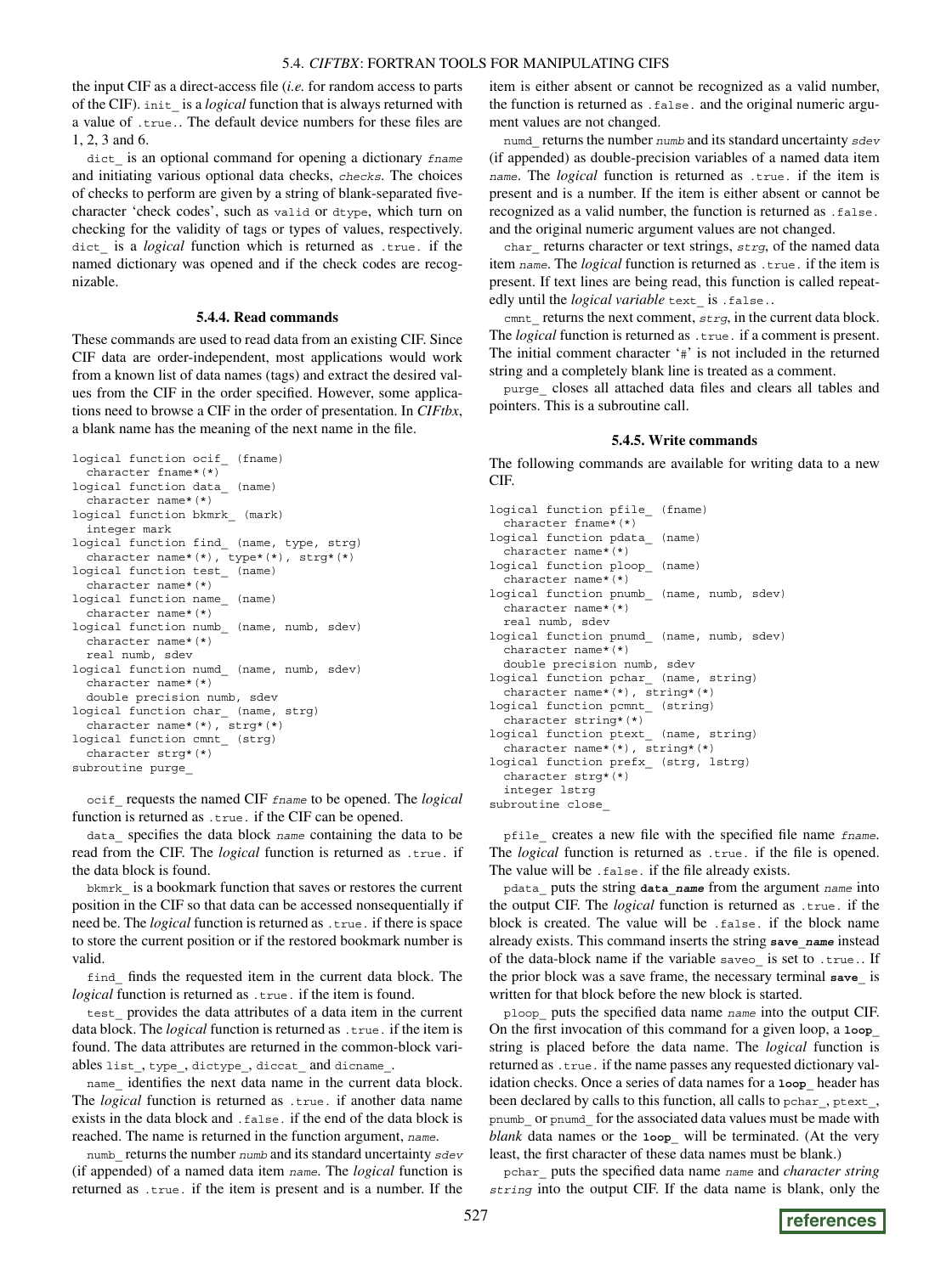the input CIF as a direct-access file (*i.e.* for random access to parts of the CIF). init_ is a *logical* function that is always returned with a value of .true.. The default device numbers for these files are 1, 2, 3 and 6.

dict_ is an optional command for opening a dictionary *fname* and initiating various optional data checks, *checks*. The choices of checks to perform are given by a string of blank-separated five-character 'check codes', such as valid or dtype, which turn on checking for the validity of tags or types of values, respectively. dict_ is a *logical* function which is returned as .true. if the named dictionary was opened and if the check codes are recognizable.

#### 5.4.4. Read commands

These commands are used to read data from an existing CIF. Since CIF data are order-independent, most applications would work from a known list of data names (tags) and extract the desired values from the CIF in the order specified. However, some applications need to browse a CIF in the order of presentation. In *CIFtbx*, a blank name has the meaning of the next name in the file.

```
logical function ocif_ (fname)
  character fname*(*)
logical function data_ (name)
  character name*(*)
logical function bkmrk_ (mark)
  integer mark
logical function find_ (name, type, strg)
  character name*(*), type*(*), strg*(*)
logical function test_ (name)
  character name*(*)
logical function name_ (name)
  character name*(*)
logical function numb_ (name, numb, sdev)
  character name*(*)
  real numb, sdev
logical function numd_ (name, numb, sdev)
  character name*(*)
  double precision numb, sdev
logical function char_ (name, strg)
  character name*(*), strg*(*)
logical function cmnt_ (strg)
  character strg*(*)
subroutine purge_
```

ocif_ requests the named CIF *fname* to be opened. The *logical* function is returned as .true. if the CIF can be opened.

data_ specifies the data block *name* containing the data to be read from the CIF. The *logical* function is returned as .true. if the data block is found.

bkmrk_ is a bookmark function that saves or restores the current position in the CIF so that data can be accessed nonsequentially if need be. The *logical* function is returned as .true. if there is space to store the current position or if the restored bookmark number is valid.

find_ finds the requested item in the current data block. The *logical* function is returned as .true. if the item is found.

test_ provides the data attributes of a data item in the current data block. The *logical* function is returned as .true. if the item is found. The data attributes are returned in the common-block variables list_, type_, dictype_, diccat_ and dicname_.

name_ identifies the next data name in the current data block. The *logical* function is returned as .true. if another data name exists in the data block and .false. if the end of the data block is reached. The name is returned in the function argument, *name*.

numb_ returns the number *numb* and its standard uncertainty *sdev* (if appended) of a named data item *name*. The *logical* function is returned as .true. if the item is present and is a number. If the item is either absent or cannot be recognized as a valid number, the function is returned as .false. and the original numeric argument values are not changed.

numd_ returns the number *numb* and its standard uncertainty *sdev* (if appended) as double-precision variables of a named data item *name*. The *logical* function is returned as .true. if the item is present and is a number. If the item is either absent or cannot be recognized as a valid number, the function is returned as .false. and the original numeric argument values are not changed.

char_ returns character or text strings, *strg*, of the named data item *name*. The *logical* function is returned as .true. if the item is present. If text lines are being read, this function is called repeatedly until the *logical variable* text_ is .false..

cmnt_ returns the next comment, *strg*, in the current data block. The *logical* function is returned as .true. if a comment is present. The initial comment character '#' is not included in the returned string and a completely blank line is treated as a comment.

purge_ closes all attached data files and clears all tables and pointers. This is a subroutine call.

#### 5.4.5. Write commands

The following commands are available for writing data to a new CIF.

```
logical function pfile_ (fname)
  character fname*(*)
logical function pdata_ (name)
  character name*(*)
logical function ploop_ (name)
  character name*(*)
logical function pnumb_ (name, numb, sdev)
  character name*(*)
  real numb, sdev
logical function pnumd_ (name, numb, sdev)
  character name*(*)
  double precision numb, sdev
logical function pchar_ (name, string)
  character name*(*), string*(*)
logical function pcmnt_ (string)
  character string*(*)
logical function ptext_ (name, string)
  character name*(*), string*(*)
logical function prefx_ (strg, lstrg)
  character strg*(*)
  integer lstrg
subroutine close_
```

pfile_ creates a new file with the specified file name *fname*. The *logical* function is returned as .true. if the file is opened. The value will be .false. if the file already exists.

pdata_ puts the string **data_*name*** from the argument *name* into the output CIF. The *logical* function is returned as .true. if the block is created. The value will be .false. if the block name already exists. This command inserts the string **save_*name*** instead of the data-block name if the variable saveo_ is set to .true.. If the prior block was a save frame, the necessary terminal **save_** is written for that block before the new block is started.

ploop_ puts the specified data name *name* into the output CIF. On the first invocation of this command for a given loop, a **loop_** string is placed before the data name. The *logical* function is returned as .true. if the name passes any requested dictionary validation checks. Once a series of data names for a **loop_** header has been declared by calls to this function, all calls to pchar_, ptext_, pnumb_ or pnumd_ for the associated data values must be made with *blank* data names or the **loop_** will be terminated. (At the very least, the first character of these data names must be blank.)

pchar_ puts the specified data name *name* and *character string string* into the output CIF. If the data name is blank, only the